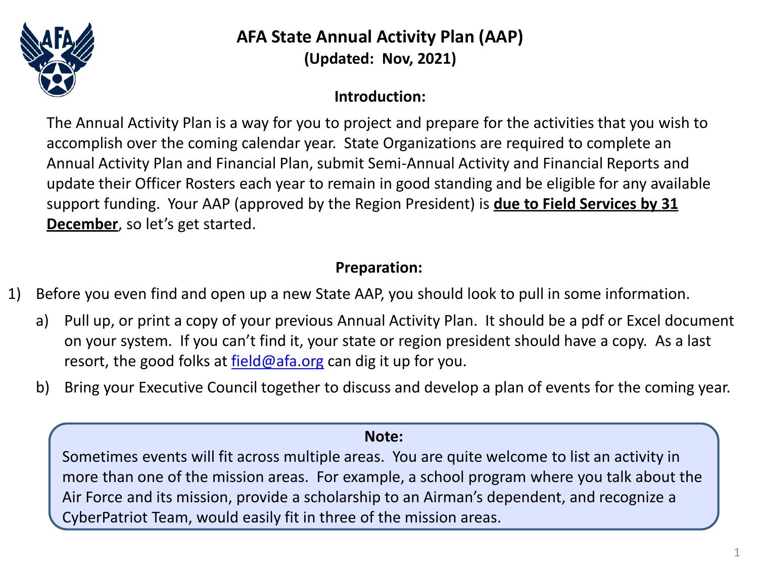# AFA State Annual Activity Plan (AAP)

**(Updated: Nov, 2021)**

## Introduction:

The Annual Activity Plan is a way for you to project and prepare for the activities that you wish to accomplish over the coming calendar year. State Organizations are required to complete an Annual Activity Plan and Financial Plan, submit Semi-Annual Activity and Financial Reports and update their Officer Rosters each year to remain in good standing and be eligible for any available support funding. Your AAP (approved by the Region President) is **due to Field Services by 31 December**, so let's get started.

## Preparation:

1) Before you even find and open up a new State AAP, you should look to pull in some information.
   a) Pull up, or print a copy of your previous Annual Activity Plan. It should be a pdf or Excel document on your system. If you can't find it, your state or region president should have a copy. As a last resort, the good folks at field@afa.org can dig it up for you.
   b) Bring your Executive Council together to discuss and develop a plan of events for the coming year.

> **Note:**
> Sometimes events will fit across multiple areas. You are quite welcome to list an activity in more than one of the mission areas. For example, a school program where you talk about the Air Force and its mission, provide a scholarship to an Airman's dependent, and recognize a CyberPatriot Team, would easily fit in three of the mission areas.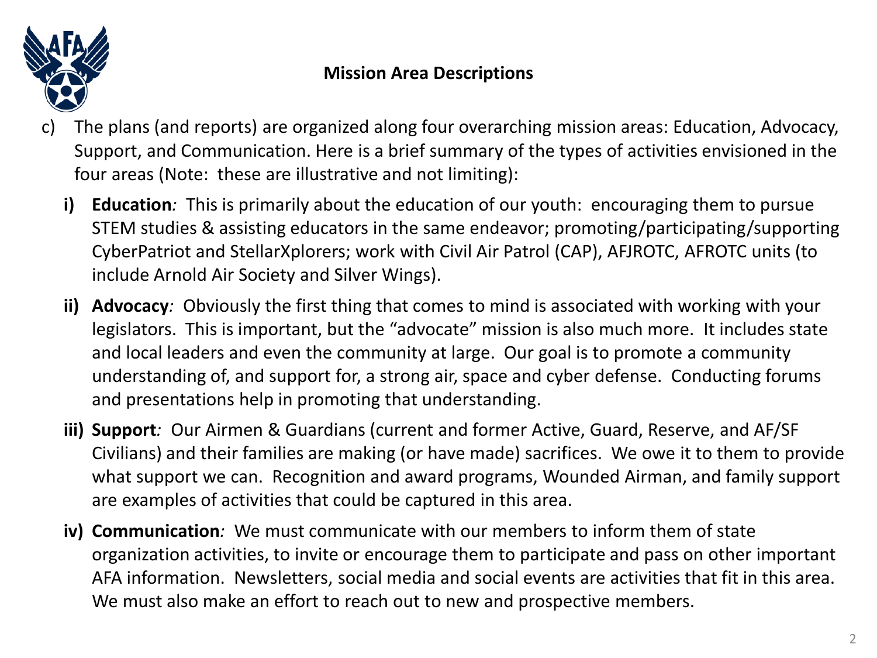## Mission Area Descriptions

c) The plans (and reports) are organized along four overarching mission areas: Education, Advocacy, Support, and Communication. Here is a brief summary of the types of activities envisioned in the four areas (Note: these are illustrative and not limiting):

   **i) Education***:* This is primarily about the education of our youth: encouraging them to pursue STEM studies & assisting educators in the same endeavor; promoting/participating/supporting CyberPatriot and StellarXplorers; work with Civil Air Patrol (CAP), AFJROTC, AFROTC units (to include Arnold Air Society and Silver Wings).

   **ii) Advocacy***:* Obviously the first thing that comes to mind is associated with working with your legislators. This is important, but the "advocate" mission is also much more. It includes state and local leaders and even the community at large. Our goal is to promote a community understanding of, and support for, a strong air, space and cyber defense. Conducting forums and presentations help in promoting that understanding.

   **iii) Support***:* Our Airmen & Guardians (current and former Active, Guard, Reserve, and AF/SF Civilians) and their families are making (or have made) sacrifices. We owe it to them to provide what support we can. Recognition and award programs, Wounded Airman, and family support are examples of activities that could be captured in this area.

   **iv) Communication***:* We must communicate with our members to inform them of state organization activities, to invite or encourage them to participate and pass on other important AFA information. Newsletters, social media and social events are activities that fit in this area. We must also make an effort to reach out to new and prospective members.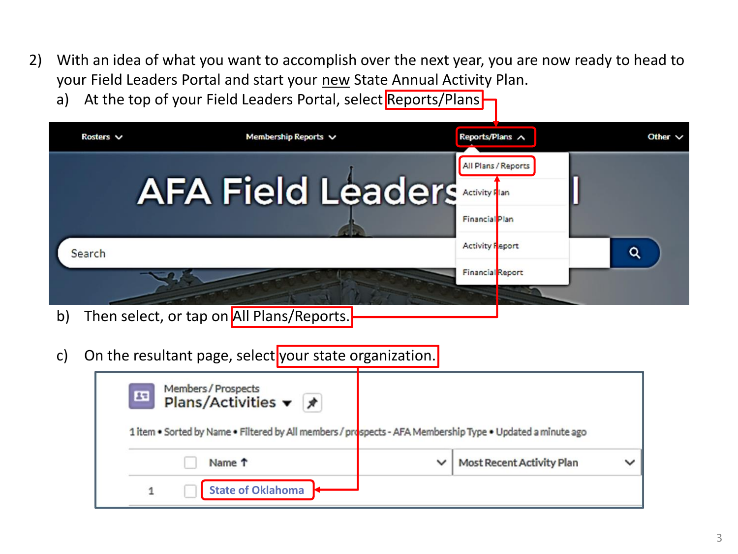2) With an idea of what you want to accomplish over the next year, you are now ready to head to your Field Leaders Portal and start your new State Annual Activity Plan.

   a) At the top of your Field Leaders Portal, select Reports/Plans

   b) Then select, or tap on All Plans/Reports.

   c) On the resultant page, select your state organization.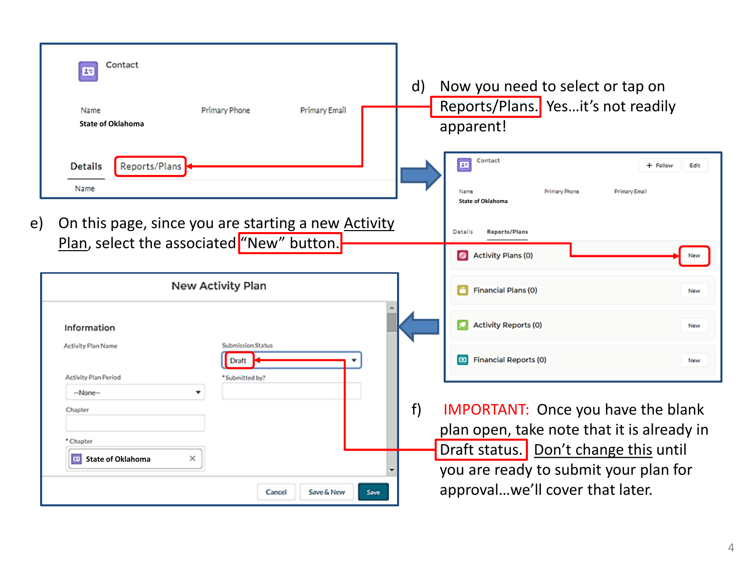d) Now you need to select or tap on Reports/Plans. Yes…it's not readily apparent!

e) On this page, since you are starting a new Activity Plan, select the associated "New" button.

f) IMPORTANT: Once you have the blank plan open, take note that it is already in Draft status. Don't change this until you are ready to submit your plan for approval…we'll cover that later.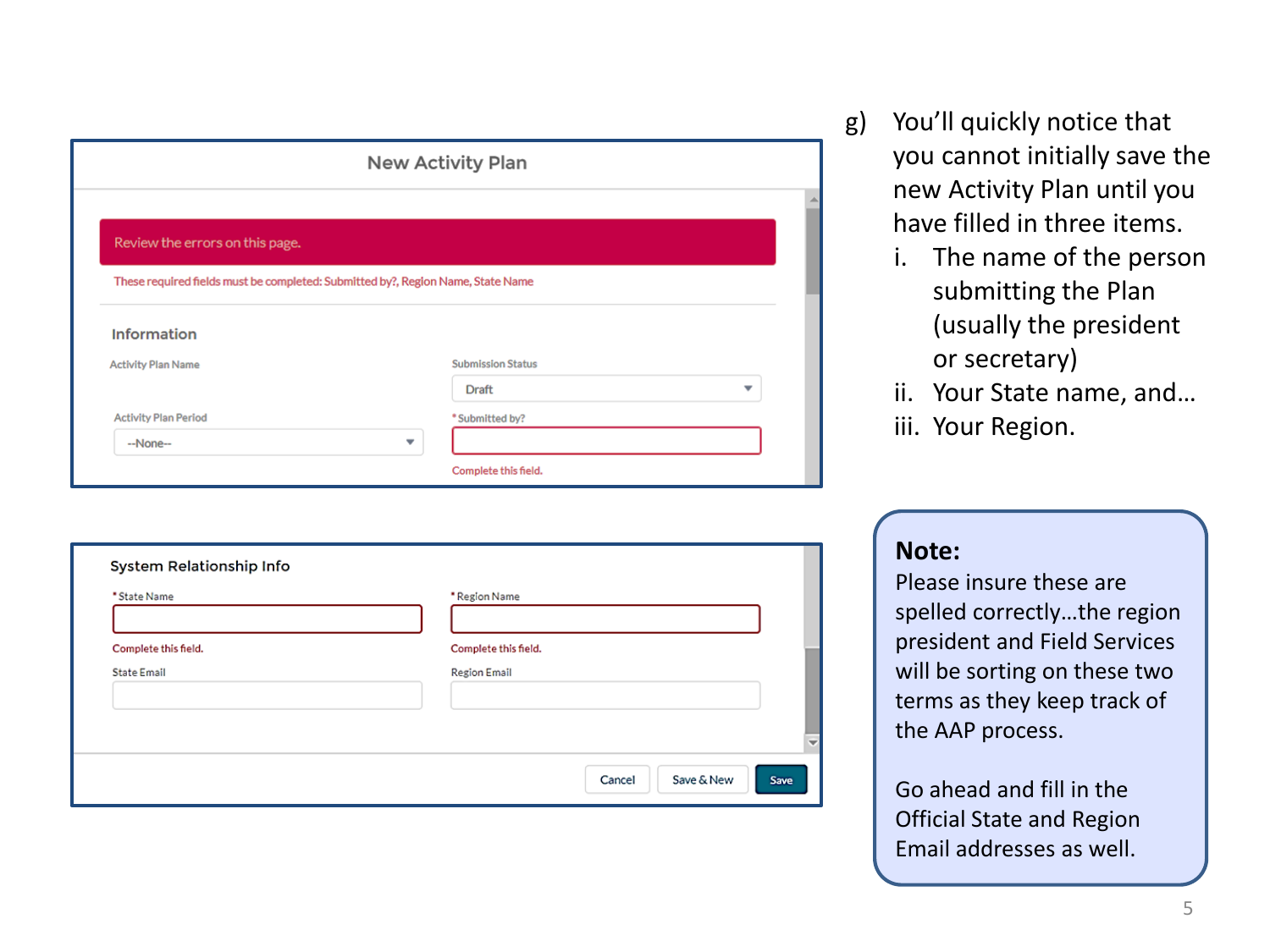**New Activity Plan**

Review the errors on this page.

These required fields must be completed: Submitted by?, Region Name, State Name

**Information**

| Activity Plan Name | Submission Status |
|---|---|
| | Draft |
| **Activity Plan Period** | ***Submitted by?** |
| --None-- | Complete this field. |

**System Relationship Info**

| *State Name | *Region Name |
|---|---|
| Complete this field. | Complete this field. |
| **State Email** | **Region Email** |

Cancel | Save & New | Save

g) You'll quickly notice that you cannot initially save the new Activity Plan until you have filled in three items.

   i. The name of the person submitting the Plan (usually the president or secretary)

   ii. Your State name, and…

   iii. Your Region.

**Note:**
Please insure these are spelled correctly…the region president and Field Services will be sorting on these two terms as they keep track of the AAP process.

Go ahead and fill in the Official State and Region Email addresses as well.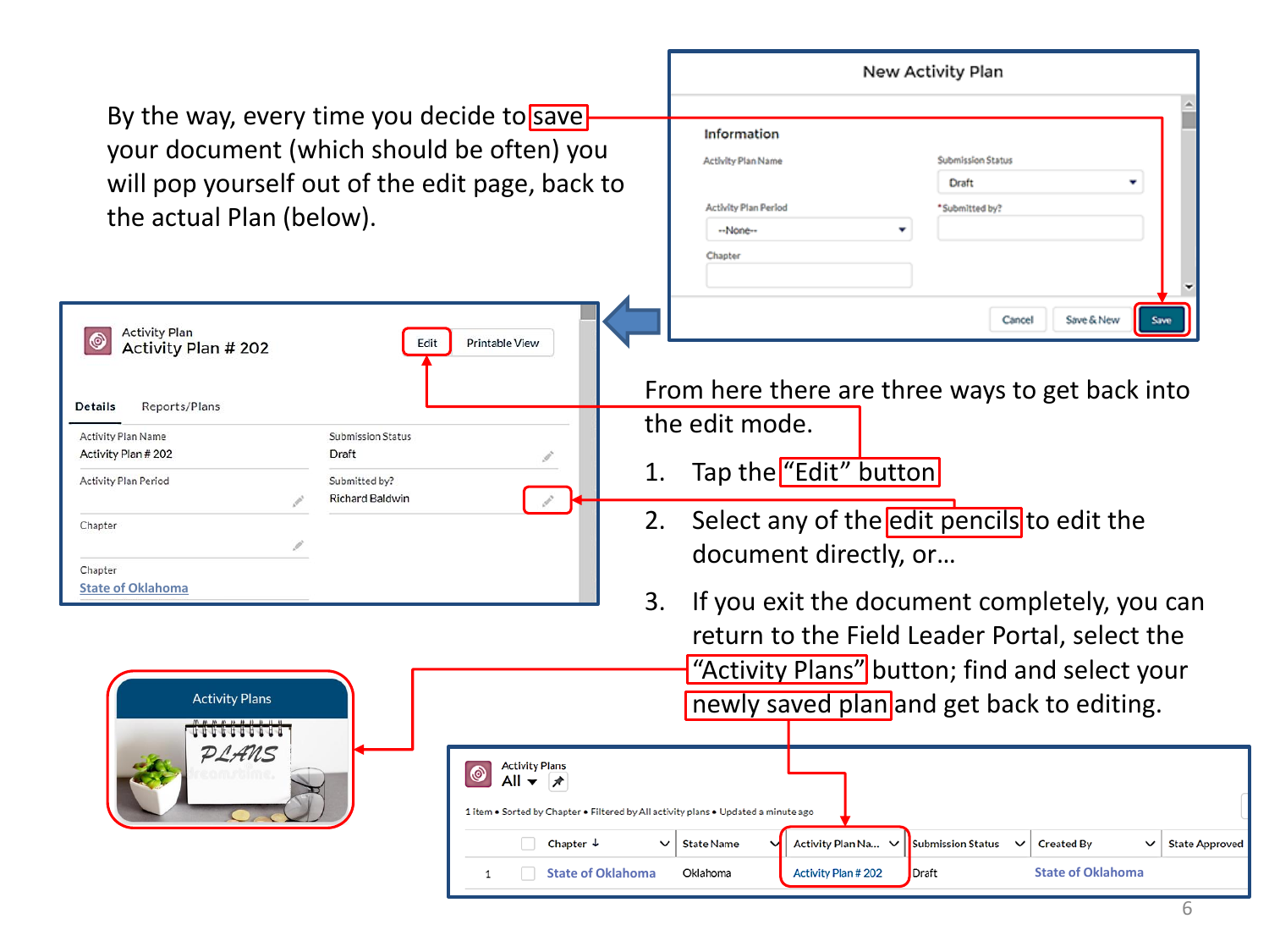By the way, every time you decide to save your document (which should be often) you will pop yourself out of the edit page, back to the actual Plan (below).

From here there are three ways to get back into the edit mode.

1. Tap the "Edit" button
2. Select any of the edit pencils to edit the document directly, or…
3. If you exit the document completely, you can return to the Field Leader Portal, select the "Activity Plans" button; find and select your newly saved plan and get back to editing.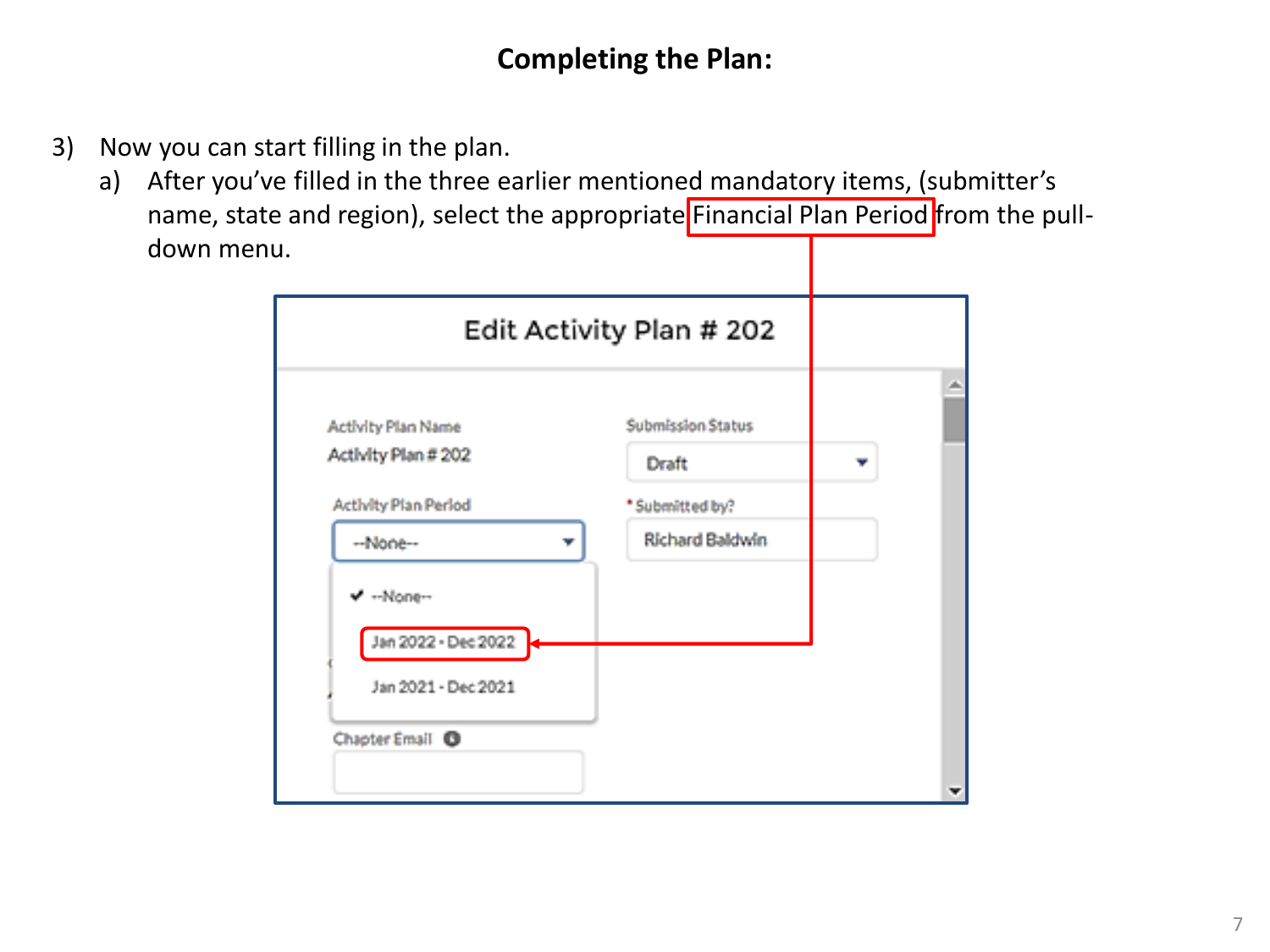## Completing the Plan:

3) Now you can start filling in the plan.
   a) After you've filled in the three earlier mentioned mandatory items, (submitter's name, state and region), select the appropriate Financial Plan Period from the pull-down menu.

Edit Activity Plan # 202

Activity Plan Name
Activity Plan # 202

Submission Status
Draft

Activity Plan Period
--None--

* Submitted by?
Richard Baldwin

--None--
Jan 2022 - Dec 2022
Jan 2021 - Dec 2021

Chapter Email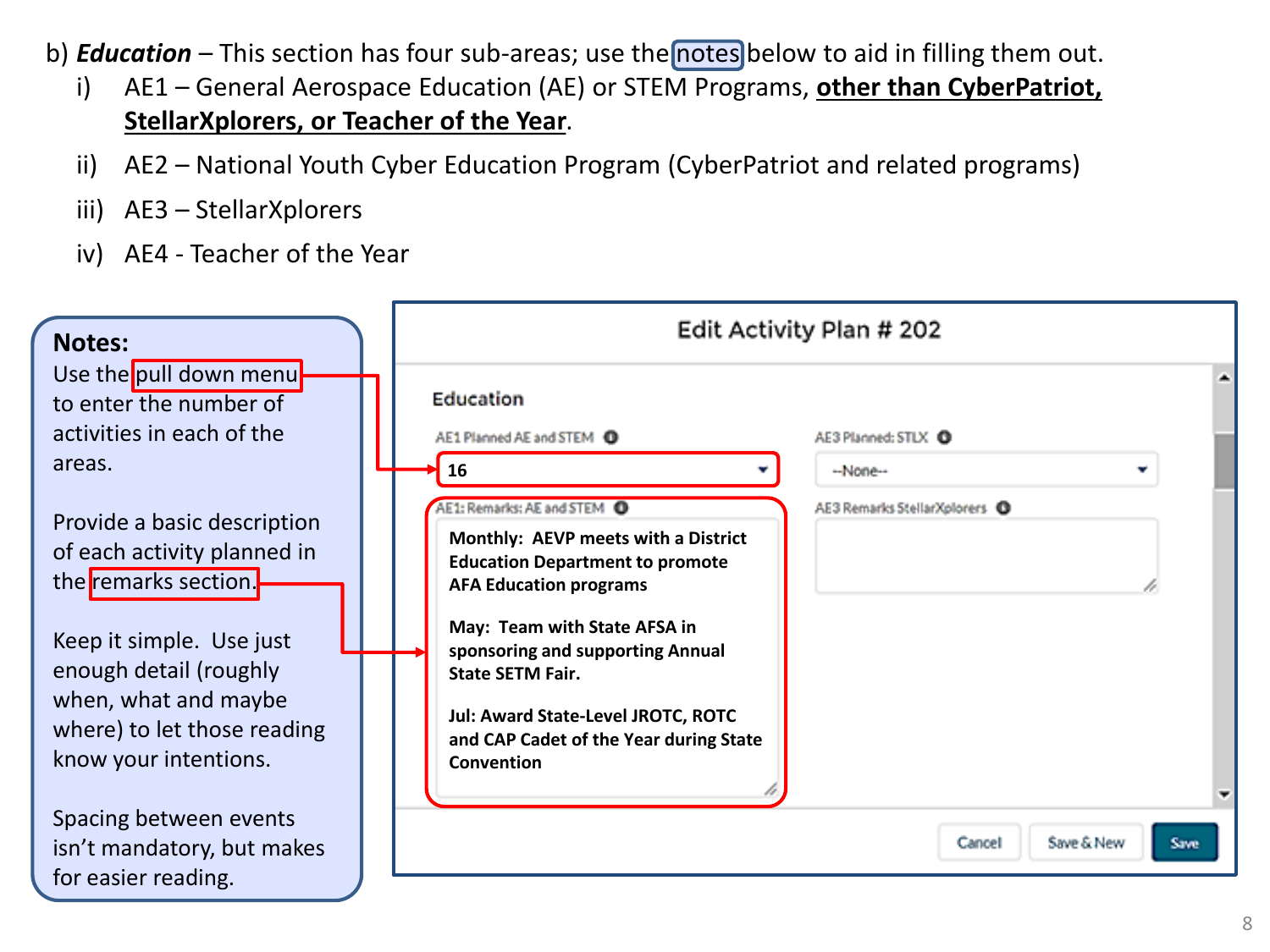b) ***Education*** – This section has four sub-areas; use the notes below to aid in filling them out.

i) AE1 – General Aerospace Education (AE) or STEM Programs, **other than CyberPatriot, StellarXplorers, or Teacher of the Year**.

ii) AE2 – National Youth Cyber Education Program (CyberPatriot and related programs)

iii) AE3 – StellarXplorers

iv) AE4 - Teacher of the Year

**Notes:**

Use the pull down menu to enter the number of activities in each of the areas.

Provide a basic description of each activity planned in the remarks section.

Keep it simple. Use just enough detail (roughly when, what and maybe where) to let those reading know your intentions.

Spacing between events isn't mandatory, but makes for easier reading.

**Edit Activity Plan # 202**

**Education**

AE1 Planned AE and STEM: 16

AE1: Remarks: AE and STEM:

**Monthly: AEVP meets with a District Education Department to promote AFA Education programs**

**May: Team with State AFSA in sponsoring and supporting Annual State SETM Fair.**

**Jul: Award State-Level JROTC, ROTC and CAP Cadet of the Year during State Convention**

AE3 Planned: STLX: --None--

AE3 Remarks StellarXplorers:

Cancel | Save & New | Save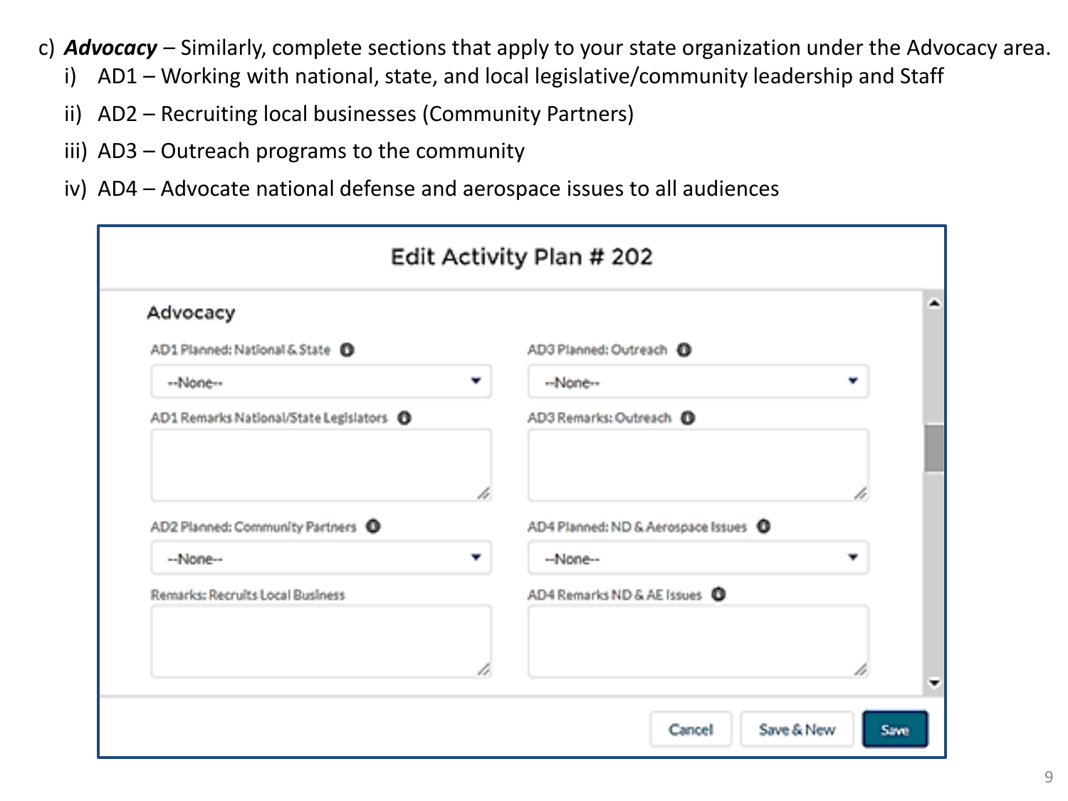c) ***Advocacy*** – Similarly, complete sections that apply to your state organization under the Advocacy area.
   i) AD1 – Working with national, state, and local legislative/community leadership and Staff
   ii) AD2 – Recruiting local businesses (Community Partners)
   iii) AD3 – Outreach programs to the community
   iv) AD4 – Advocate national defense and aerospace issues to all audiences

**Edit Activity Plan # 202**

**Advocacy**

AD1 Planned: National & State
--None--

AD1 Remarks National/State Legislators

AD2 Planned: Community Partners
--None--

Remarks: Recruits Local Business

AD3 Planned: Outreach
--None--

AD3 Remarks: Outreach

AD4 Planned: ND & Aerospace Issues
--None--

AD4 Remarks ND & AE Issues

Cancel | Save & New | Save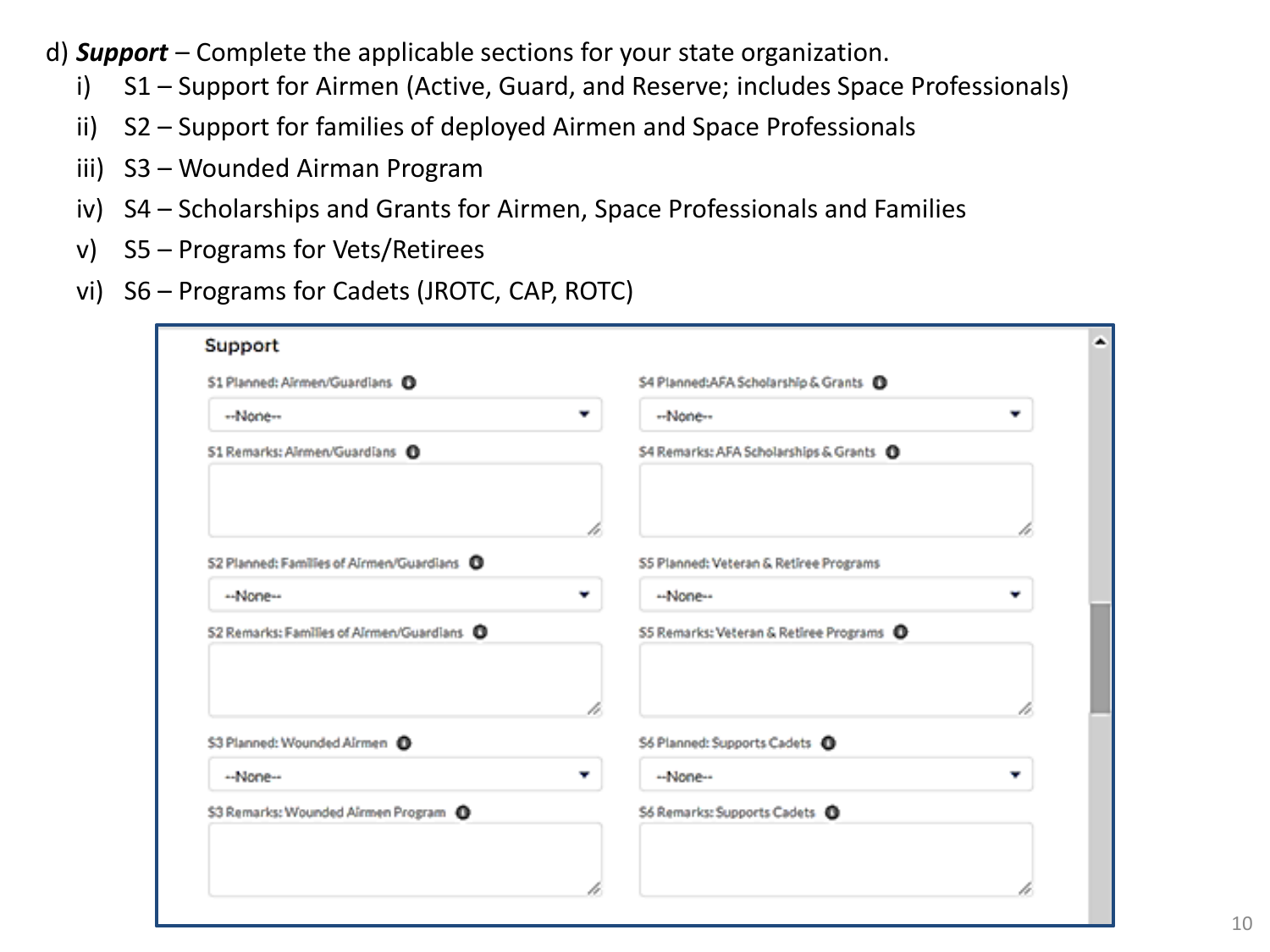d) ***Support*** – Complete the applicable sections for your state organization.

- i) S1 – Support for Airmen (Active, Guard, and Reserve; includes Space Professionals)
- ii) S2 – Support for families of deployed Airmen and Space Professionals
- iii) S3 – Wounded Airman Program
- iv) S4 – Scholarships and Grants for Airmen, Space Professionals and Families
- v) S5 – Programs for Vets/Retirees
- vi) S6 – Programs for Cadets (JROTC, CAP, ROTC)

**Support**

S1 Planned: Airmen/Guardians: --None--

S1 Remarks: Airmen/Guardians

S2 Planned: Families of Airmen/Guardians: --None--

S2 Remarks: Families of Airmen/Guardians

S3 Planned: Wounded Airmen: --None--

S3 Remarks: Wounded Airmen Program

S4 Planned: AFA Scholarship & Grants: --None--

S4 Remarks: AFA Scholarships & Grants

S5 Planned: Veteran & Retiree Programs: --None--

S5 Remarks: Veteran & Retiree Programs

S6 Planned: Supports Cadets: --None--

S6 Remarks: Supports Cadets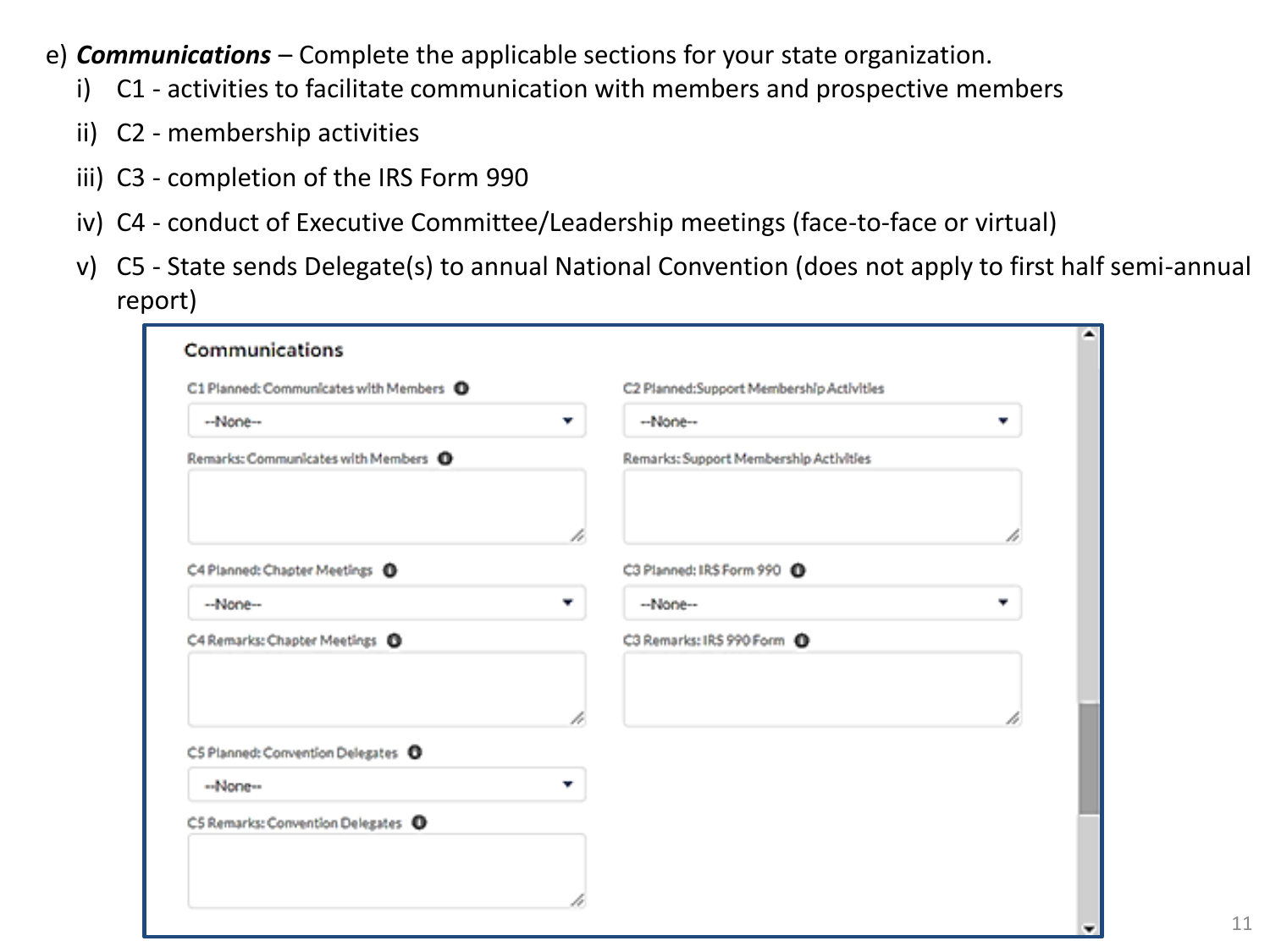e) ***Communications*** – Complete the applicable sections for your state organization.

i) C1 - activities to facilitate communication with members and prospective members

ii) C2 - membership activities

iii) C3 - completion of the IRS Form 990

iv) C4 - conduct of Executive Committee/Leadership meetings (face-to-face or virtual)

v) C5 - State sends Delegate(s) to annual National Convention (does not apply to first half semi-annual report)

**Communications**

C1 Planned: Communicates with Members

--None--

Remarks: Communicates with Members

C2 Planned:Support Membership Activities

--None--

Remarks: Support Membership Activities

C4 Planned: Chapter Meetings

--None--

C4 Remarks: Chapter Meetings

C3 Planned: IRS Form 990

--None--

C3 Remarks: IRS 990 Form

C5 Planned: Convention Delegates

--None--

C5 Remarks: Convention Delegates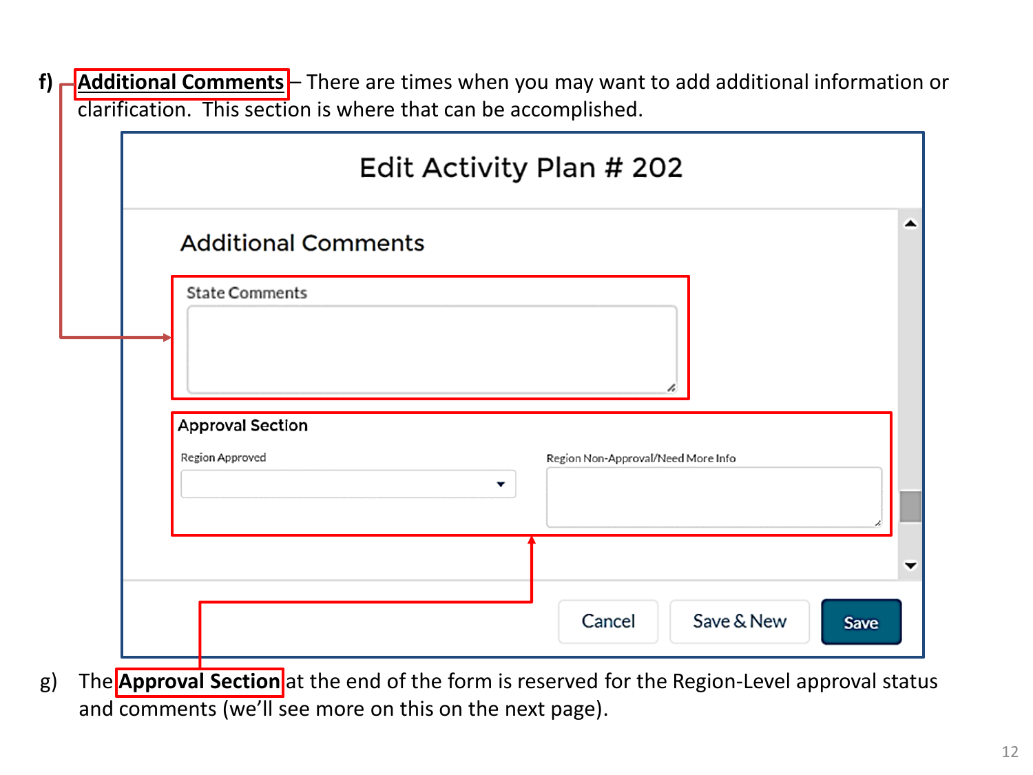f) **Additional Comments** – There are times when you may want to add additional information or clarification. This section is where that can be accomplished.

Edit Activity Plan # 202

Additional Comments

State Comments

Approval Section

Region Approved

Region Non-Approval/Need More Info

Cancel | Save & New | Save

g) The **Approval Section** at the end of the form is reserved for the Region-Level approval status and comments (we'll see more on this on the next page).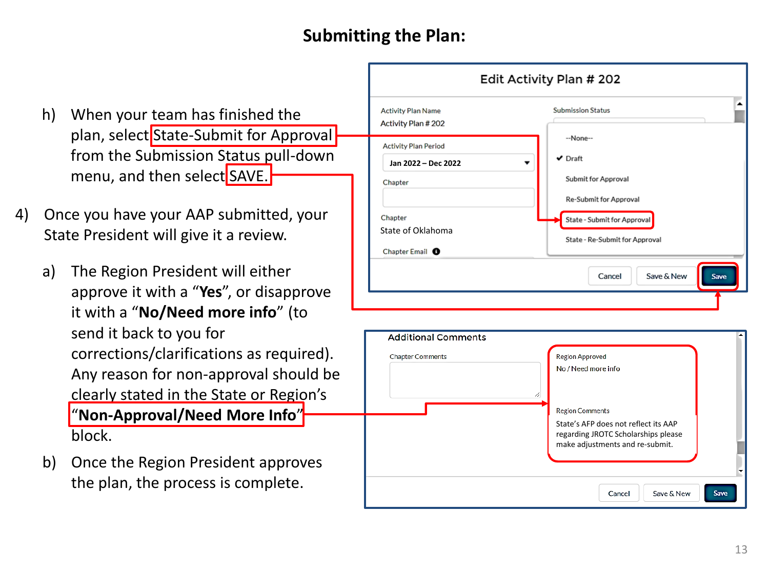# Submitting the Plan:

h) When your team has finished the plan, select State-Submit for Approval from the Submission Status pull-down menu, and then select SAVE.

4) Once you have your AAP submitted, your State President will give it a review.

   a) The Region President will either approve it with a "**Yes**", or disapprove it with a "**No/Need more info**" (to send it back to you for corrections/clarifications as required). Any reason for non-approval should be clearly stated in the State or Region's "**Non-Approval/Need More Info**" block.

   b) Once the Region President approves the plan, the process is complete.

Edit Activity Plan # 202

Activity Plan Name
Activity Plan # 202

Submission Status

Activity Plan Period
Jan 2022 – Dec 2022

--None--
✔ Draft
Submit for Approval
Re-Submit for Approval
State - Submit for Approval
State - Re-Submit for Approval

Chapter

Chapter
State of Oklahoma

Chapter Email

Cancel | Save & New | Save

Additional Comments

Chapter Comments

Region Approved
No / Need more info

Region Comments
State's AFP does not reflect its AAP regarding JROTC Scholarships please make adjustments and re-submit.

Cancel | Save & New | Save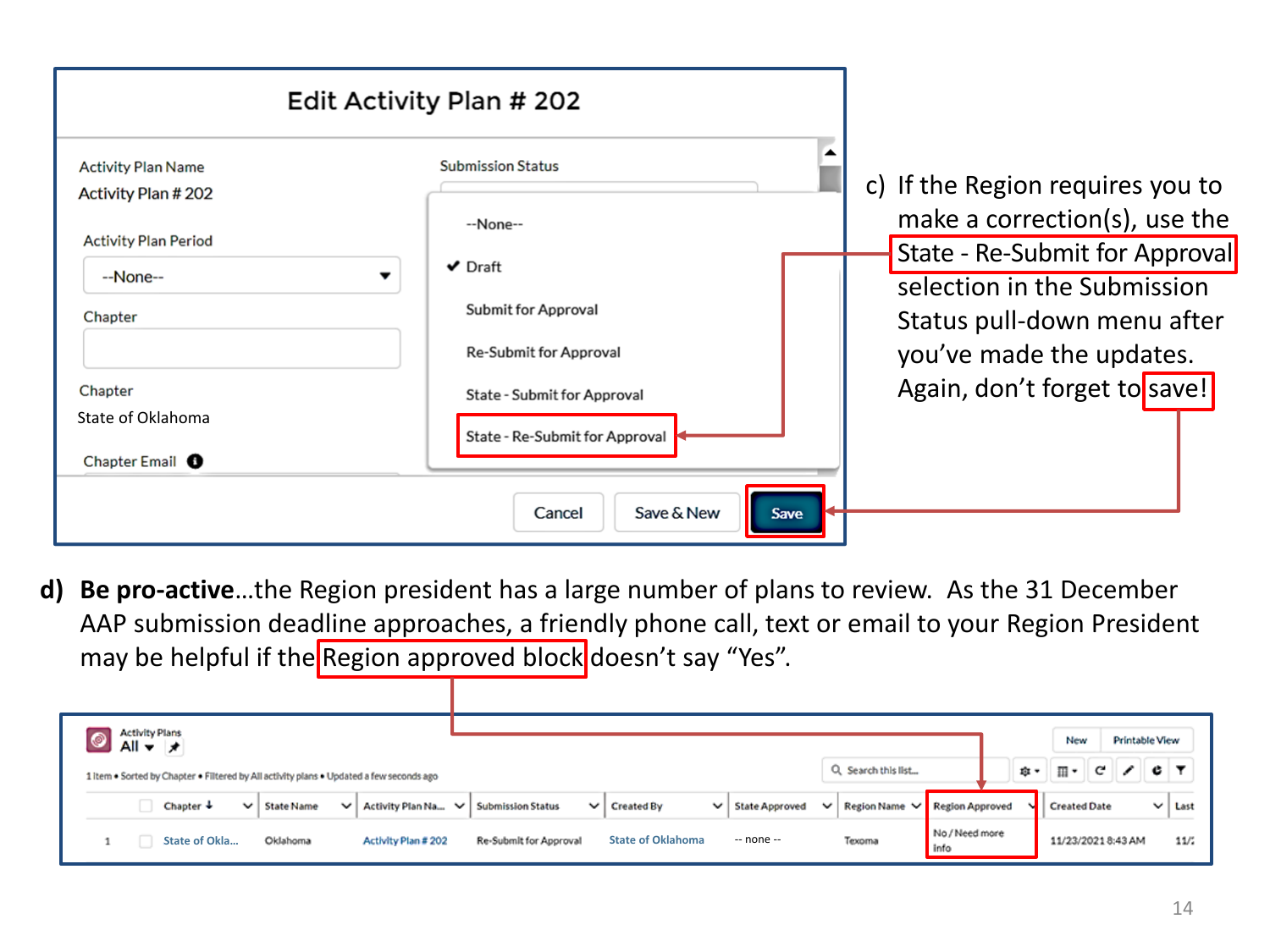**Edit Activity Plan # 202**

| | |
|---|---|
| Activity Plan Name | Submission Status |
| Activity Plan # 202 | --None-- |
| Activity Plan Period | ✔ Draft |
| --None-- | Submit for Approval |
| Chapter | Re-Submit for Approval |
| | State - Submit for Approval |
| Chapter | State - Re-Submit for Approval |
| State of Oklahoma | |
| Chapter Email | |

Cancel | Save & New | Save

c) If the Region requires you to make a correction(s), use the State - Re-Submit for Approval selection in the Submission Status pull-down menu after you've made the updates. Again, don't forget to save!

**d) Be pro-active**…the Region president has a large number of plans to review. As the 31 December AAP submission deadline approaches, a friendly phone call, text or email to your Region President may be helpful if the Region approved block doesn't say "Yes".

Activity Plans
All

1 item • Sorted by Chapter • Filtered by All activity plans • Updated a few seconds ago

| | Chapter | State Name | Activity Plan Na... | Submission Status | Created By | State Approved | Region Name | Region Approved | Created Date | Last |
|---|---|---|---|---|---|---|---|---|---|---|
| 1 | State of Okla... | Oklahoma | Activity Plan # 202 | Re-Submit for Approval | State of Oklahoma | -- none -- | Texoma | No / Need more info | 11/23/2021 8:43 AM | 11/ |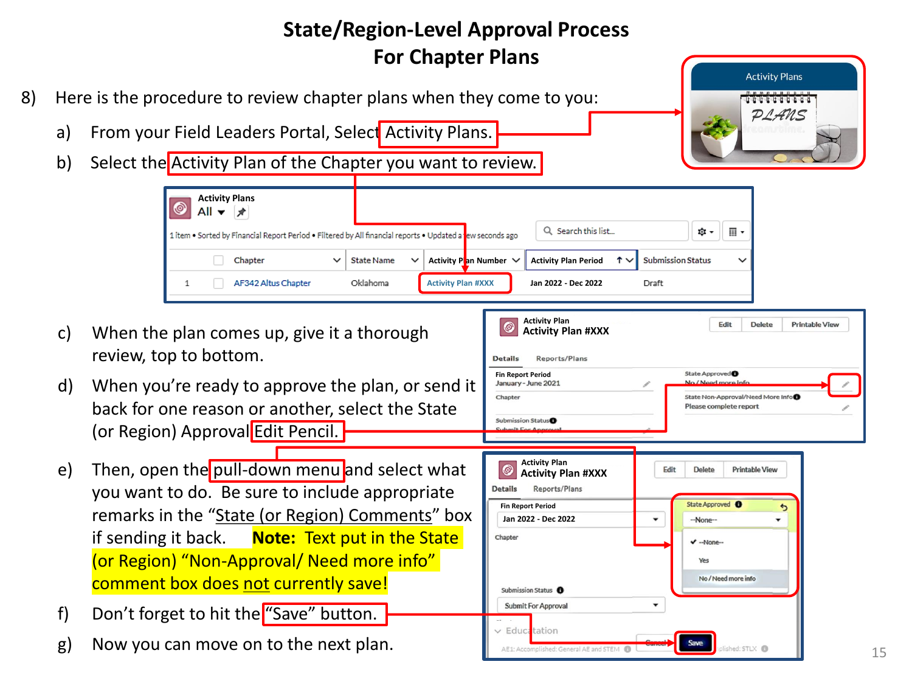# State/Region-Level Approval Process For Chapter Plans

8) Here is the procedure to review chapter plans when they come to you:

   a) From your Field Leaders Portal, Select Activity Plans.

   b) Select the Activity Plan of the Chapter you want to review.

   c) When the plan comes up, give it a thorough review, top to bottom.

   d) When you're ready to approve the plan, or send it back for one reason or another, select the State (or Region) Approval Edit Pencil.

   e) Then, open the pull-down menu and select what you want to do. Be sure to include appropriate remarks in the "State (or Region) Comments" box if sending it back. **Note: Text put in the State (or Region) "Non-Approval/ Need more info" comment box does not currently save!**

   f) Don't forget to hit the "Save" button.

   g) Now you can move on to the next plan.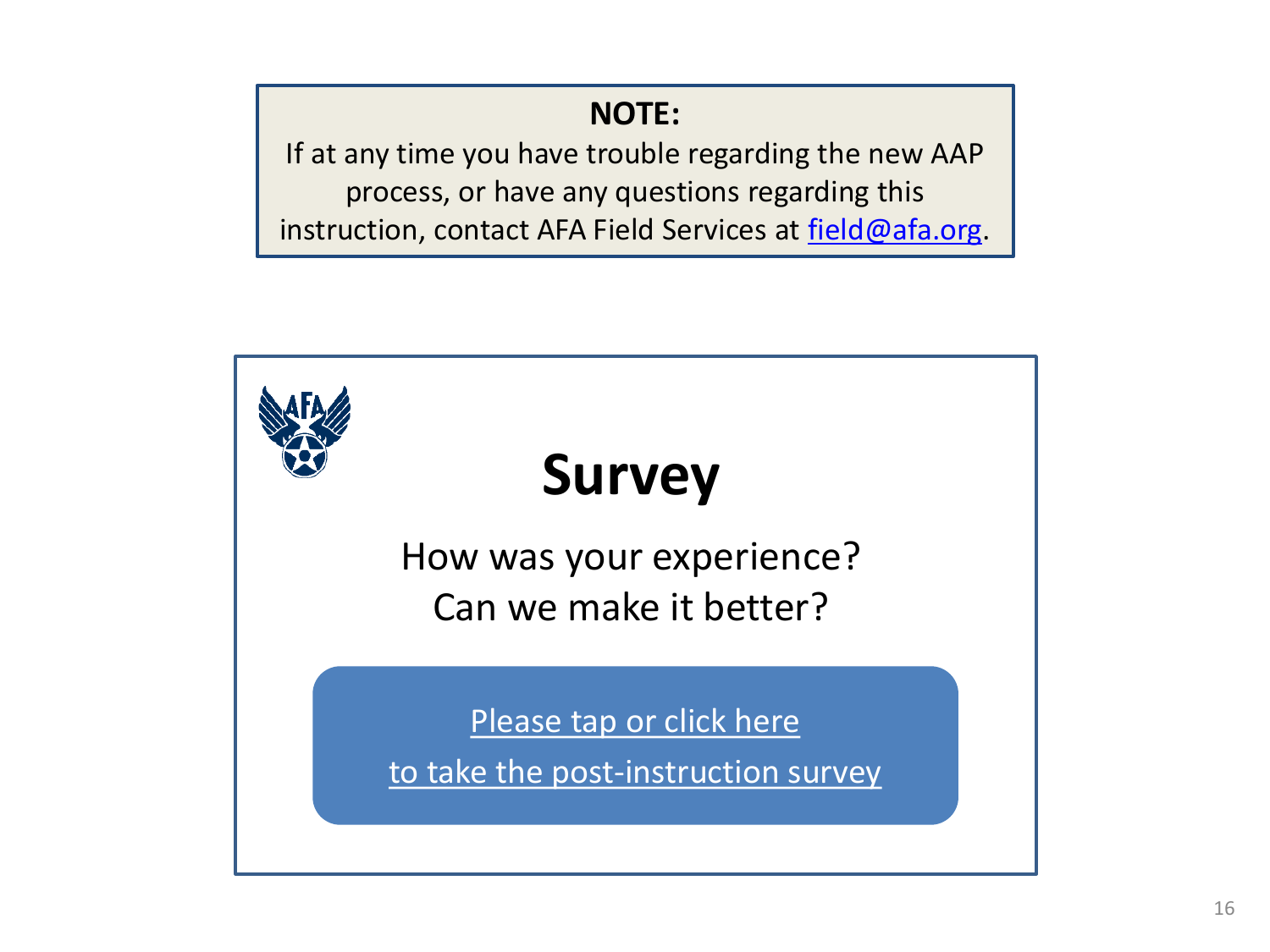**NOTE:**

If at any time you have trouble regarding the new AAP process, or have any questions regarding this instruction, contact AFA Field Services at field@afa.org.

# Survey

How was your experience?
Can we make it better?

Please tap or click here
to take the post-instruction survey